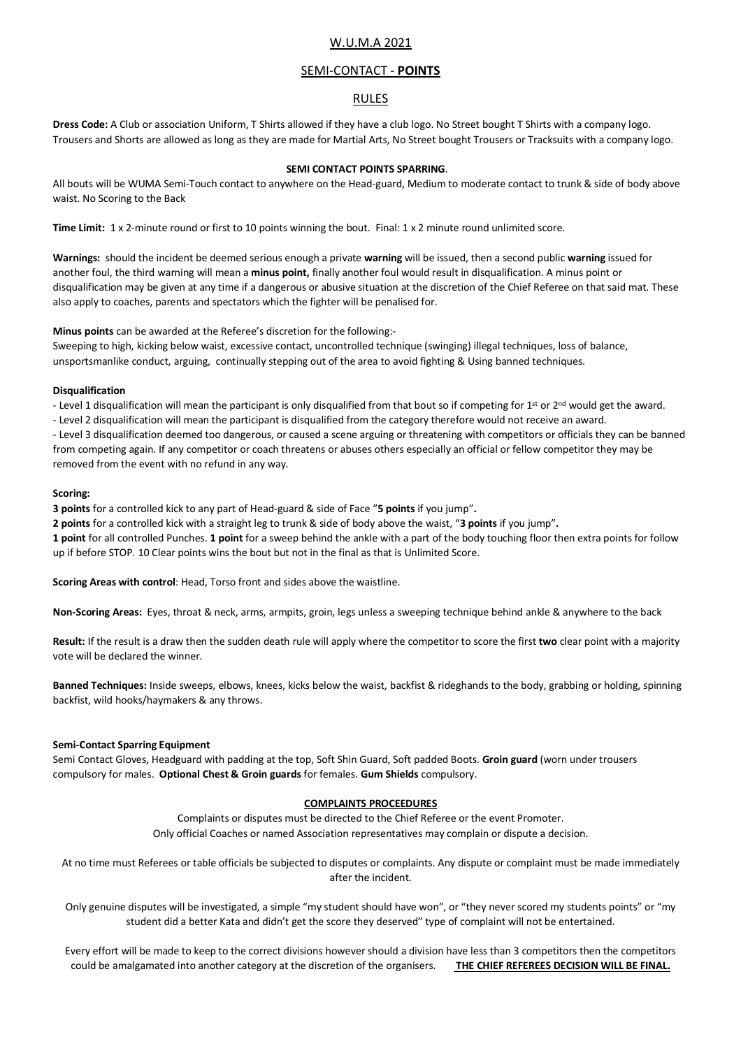# W.U.M.A 2021

## SEMI-CONTACT - **POINTS**

## RULES

**Dress Code:** A Club or association Uniform, T Shirts allowed if they have a club logo. No Street bought T Shirts with a company logo. Trousers and Shorts are allowed as long as they are made for Martial Arts, No Street bought Trousers or Tracksuits with a company logo.

### SEMI CONTACT POINTS SPARRING.

All bouts will be WUMA Semi-Touch contact to anywhere on the Head-guard, Medium to moderate contact to trunk & side of body above waist. No Scoring to the Back

**Time Limit:** 1 x 2-minute round or first to 10 points winning the bout. Final: 1 x 2 minute round unlimited score.

**Warnings:** should the incident be deemed serious enough a private **warning** will be issued, then a second public **warning** issued for another foul, the third warning will mean a **minus point,** finally another foul would result in disqualification. A minus point or disqualification may be given at any time if a dangerous or abusive situation at the discretion of the Chief Referee on that said mat. These also apply to coaches, parents and spectators which the fighter will be penalised for.

**Minus points** can be awarded at the Referee's discretion for the following:-

Sweeping to high, kicking below waist, excessive contact, uncontrolled technique (swinging) illegal techniques, loss of balance, unsportsmanlike conduct, arguing, continually stepping out of the area to avoid fighting & Using banned techniques.

**Disqualification**

- Level 1 disqualification will mean the participant is only disqualified from that bout so if competing for 1st or 2nd would get the award.
- Level 2 disqualification will mean the participant is disqualified from the category therefore would not receive an award.
- Level 3 disqualification deemed too dangerous, or caused a scene arguing or threatening with competitors or officials they can be banned from competing again. If any competitor or coach threatens or abuses others especially an official or fellow competitor they may be removed from the event with no refund in any way.

**Scoring:**

**3 points** for a controlled kick to any part of Head-guard & side of Face "**5 points** if you jump"**.**

**2 points** for a controlled kick with a straight leg to trunk & side of body above the waist, "**3 points** if you jump"**.**

**1 point** for all controlled Punches. **1 point** for a sweep behind the ankle with a part of the body touching floor then extra points for follow up if before STOP. 10 Clear points wins the bout but not in the final as that is Unlimited Score.

**Scoring Areas with control**: Head, Torso front and sides above the waistline.

**Non-Scoring Areas:** Eyes, throat & neck, arms, armpits, groin, legs unless a sweeping technique behind ankle & anywhere to the back

**Result:** If the result is a draw then the sudden death rule will apply where the competitor to score the first **two** clear point with a majority vote will be declared the winner.

**Banned Techniques:** Inside sweeps, elbows, knees, kicks below the waist, backfist & rideghands to the body, grabbing or holding, spinning backfist, wild hooks/haymakers & any throws.

**Semi-Contact Sparring Equipment**

Semi Contact Gloves, Headguard with padding at the top, Soft Shin Guard, Soft padded Boots. **Groin guard** (worn under trousers compulsory for males. **Optional Chest & Groin guards** for females. **Gum Shields** compulsory.

### COMPLAINTS PROCEEDURES

Complaints or disputes must be directed to the Chief Referee or the event Promoter.
Only official Coaches or named Association representatives may complain or dispute a decision.

At no time must Referees or table officials be subjected to disputes or complaints. Any dispute or complaint must be made immediately after the incident.

Only genuine disputes will be investigated, a simple "my student should have won", or "they never scored my students points" or "my student did a better Kata and didn't get the score they deserved" type of complaint will not be entertained.

Every effort will be made to keep to the correct divisions however should a division have less than 3 competitors then the competitors could be amalgamated into another category at the discretion of the organisers. **THE CHIEF REFEREES DECISION WILL BE FINAL.**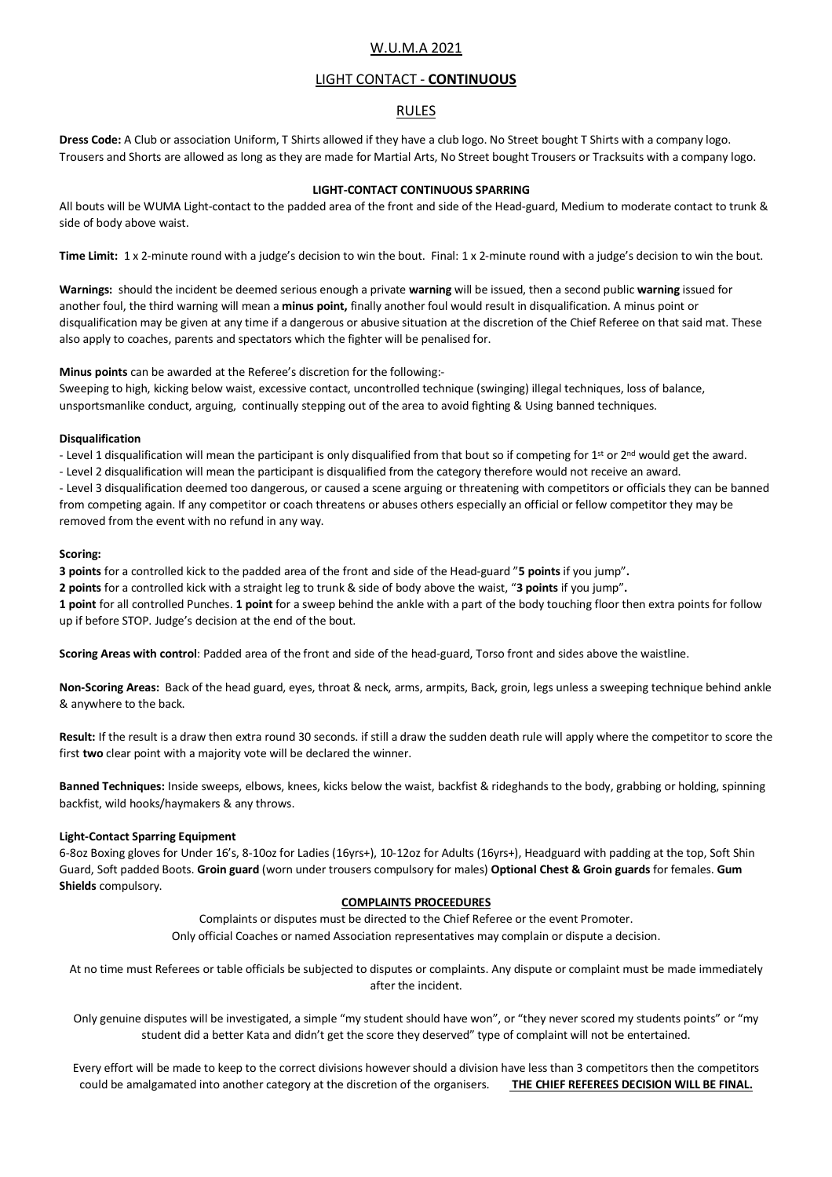# W.U.M.A 2021

## LIGHT CONTACT - **CONTINUOUS**

## RULES

**Dress Code:** A Club or association Uniform, T Shirts allowed if they have a club logo. No Street bought T Shirts with a company logo. Trousers and Shorts are allowed as long as they are made for Martial Arts, No Street bought Trousers or Tracksuits with a company logo.

**LIGHT-CONTACT CONTINUOUS SPARRING**

All bouts will be WUMA Light-contact to the padded area of the front and side of the Head-guard, Medium to moderate contact to trunk & side of body above waist.

**Time Limit:** 1 x 2-minute round with a judge's decision to win the bout. Final: 1 x 2-minute round with a judge's decision to win the bout.

**Warnings:** should the incident be deemed serious enough a private **warning** will be issued, then a second public **warning** issued for another foul, the third warning will mean a **minus point,** finally another foul would result in disqualification. A minus point or disqualification may be given at any time if a dangerous or abusive situation at the discretion of the Chief Referee on that said mat. These also apply to coaches, parents and spectators which the fighter will be penalised for.

**Minus points** can be awarded at the Referee's discretion for the following:-
Sweeping to high, kicking below waist, excessive contact, uncontrolled technique (swinging) illegal techniques, loss of balance, unsportsmanlike conduct, arguing, continually stepping out of the area to avoid fighting & Using banned techniques.

**Disqualification**

- Level 1 disqualification will mean the participant is only disqualified from that bout so if competing for 1st or 2nd would get the award.
- Level 2 disqualification will mean the participant is disqualified from the category therefore would not receive an award.
- Level 3 disqualification deemed too dangerous, or caused a scene arguing or threatening with competitors or officials they can be banned from competing again. If any competitor or coach threatens or abuses others especially an official or fellow competitor they may be removed from the event with no refund in any way.

**Scoring:**

**3 points** for a controlled kick to the padded area of the front and side of the Head-guard "**5 points** if you jump"**.**
**2 points** for a controlled kick with a straight leg to trunk & side of body above the waist, "**3 points** if you jump"**.**
**1 point** for all controlled Punches. **1 point** for a sweep behind the ankle with a part of the body touching floor then extra points for follow up if before STOP. Judge's decision at the end of the bout.

**Scoring Areas with control**: Padded area of the front and side of the head-guard, Torso front and sides above the waistline.

**Non-Scoring Areas:** Back of the head guard, eyes, throat & neck, arms, armpits, Back, groin, legs unless a sweeping technique behind ankle & anywhere to the back.

**Result:** If the result is a draw then extra round 30 seconds. if still a draw the sudden death rule will apply where the competitor to score the first **two** clear point with a majority vote will be declared the winner.

**Banned Techniques:** Inside sweeps, elbows, knees, kicks below the waist, backfist & rideghands to the body, grabbing or holding, spinning backfist, wild hooks/haymakers & any throws.

**Light-Contact Sparring Equipment**

6-8oz Boxing gloves for Under 16's, 8-10oz for Ladies (16yrs+), 10-12oz for Adults (16yrs+), Headguard with padding at the top, Soft Shin Guard, Soft padded Boots. **Groin guard** (worn under trousers compulsory for males) **Optional Chest & Groin guards** for females. **Gum Shields** compulsory.

**COMPLAINTS PROCEEDURES**

Complaints or disputes must be directed to the Chief Referee or the event Promoter.
Only official Coaches or named Association representatives may complain or dispute a decision.

At no time must Referees or table officials be subjected to disputes or complaints. Any dispute or complaint must be made immediately after the incident.

Only genuine disputes will be investigated, a simple "my student should have won", or "they never scored my students points" or "my student did a better Kata and didn't get the score they deserved" type of complaint will not be entertained.

Every effort will be made to keep to the correct divisions however should a division have less than 3 competitors then the competitors could be amalgamated into another category at the discretion of the organisers. **THE CHIEF REFEREES DECISION WILL BE FINAL.**